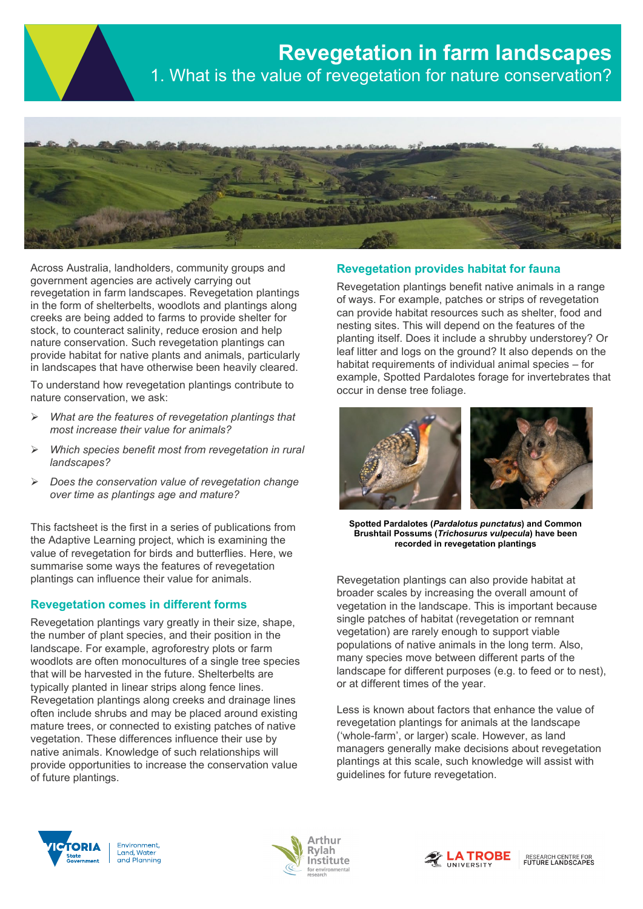# Revegetation in farm landscapes

## 1. What is the value of revegetation for nature conservation?

Across Australia, landholders, community groups and government agencies are actively carrying out revegetation in farm landscapes. Revegetation plantings in the form of shelterbelts, woodlots and plantings along creeks are being added to farms to provide shelter for stock, to counteract salinity, reduce erosion and help nature conservation. Such revegetation plantings can provide habitat for native plants and animals, particularly in landscapes that have otherwise been heavily cleared.

To understand how revegetation plantings contribute to nature conservation, we ask:

- *What are the features of revegetation plantings that most increase their value for animals?*
- *Which species benefit most from revegetation in rural landscapes?*
- *Does the conservation value of revegetation change over time as plantings age and mature?*

This factsheet is the first in a series of publications from the Adaptive Learning project, which is examining the value of revegetation for birds and butterflies. Here, we summarise some ways the features of revegetation plantings can influence their value for animals.

### Revegetation comes in different forms

Revegetation plantings vary greatly in their size, shape, the number of plant species, and their position in the landscape. For example, agroforestry plots or farm woodlots are often monocultures of a single tree species that will be harvested in the future. Shelterbelts are typically planted in linear strips along fence lines. Revegetation plantings along creeks and drainage lines often include shrubs and may be placed around existing mature trees, or connected to existing patches of native vegetation. These differences influence their use by native animals. Knowledge of such relationships will provide opportunities to increase the conservation value of future plantings.

### Revegetation provides habitat for fauna

Revegetation plantings benefit native animals in a range of ways. For example, patches or strips of revegetation can provide habitat resources such as shelter, food and nesting sites. This will depend on the features of the planting itself. Does it include a shrubby understorey? Or leaf litter and logs on the ground? It also depends on the habitat requirements of individual animal species – for example, Spotted Pardalotes forage for invertebrates that occur in dense tree foliage.

**Spotted Pardalotes (*Pardalotus punctatus*) and Common Brushtail Possums (*Trichosurus vulpecula*) have been recorded in revegetation plantings**

Revegetation plantings can also provide habitat at broader scales by increasing the overall amount of vegetation in the landscape. This is important because single patches of habitat (revegetation or remnant vegetation) are rarely enough to support viable populations of native animals in the long term. Also, many species move between different parts of the landscape for different purposes (e.g. to feed or to nest), or at different times of the year.

Less is known about factors that enhance the value of revegetation plantings for animals at the landscape ('whole-farm', or larger) scale. However, as land managers generally make decisions about revegetation plantings at this scale, such knowledge will assist with guidelines for future revegetation.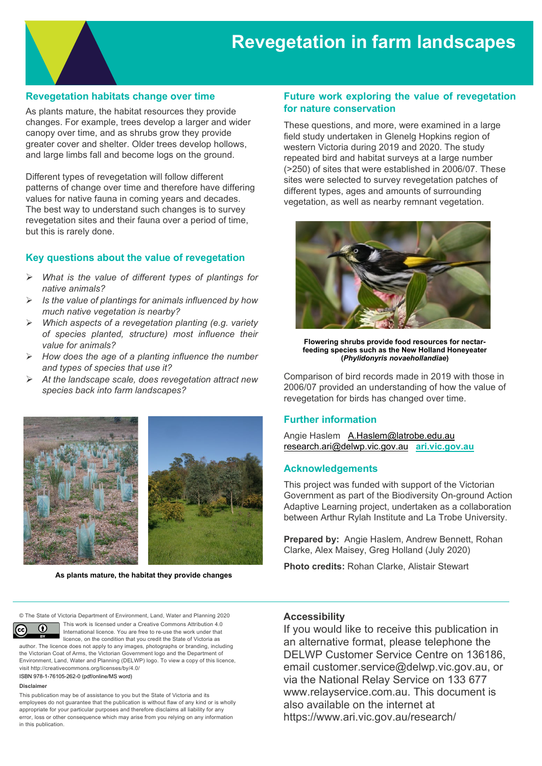# Revegetation in farm landscapes

## Revegetation habitats change over time

As plants mature, the habitat resources they provide changes. For example, trees develop a larger and wider canopy over time, and as shrubs grow they provide greater cover and shelter. Older trees develop hollows, and large limbs fall and become logs on the ground.

Different types of revegetation will follow different patterns of change over time and therefore have differing values for native fauna in coming years and decades. The best way to understand such changes is to survey revegetation sites and their fauna over a period of time, but this is rarely done.

## Key questions about the value of revegetation

- *What is the value of different types of plantings for native animals?*
- *Is the value of plantings for animals influenced by how much native vegetation is nearby?*
- *Which aspects of a revegetation planting (e.g. variety of species planted, structure) most influence their value for animals?*
- *How does the age of a planting influence the number and types of species that use it?*
- *At the landscape scale, does revegetation attract new species back into farm landscapes?*

**As plants mature, the habitat they provide changes**

## Future work exploring the value of revegetation for nature conservation

These questions, and more, were examined in a large field study undertaken in Glenelg Hopkins region of western Victoria during 2019 and 2020. The study repeated bird and habitat surveys at a large number (>250) of sites that were established in 2006/07. These sites were selected to survey revegetation patches of different types, ages and amounts of surrounding vegetation, as well as nearby remnant vegetation.

**Flowering shrubs provide food resources for nectar-feeding species such as the New Holland Honeyeater (*Phylidonyris novaehollandiae*)**

Comparison of bird records made in 2019 with those in 2006/07 provided an understanding of how the value of revegetation for birds has changed over time.

## Further information

Angie Haslem A.Haslem@latrobe.edu.au
research.ari@delwp.vic.gov.au **ari.vic.gov.au**

## Acknowledgements

This project was funded with support of the Victorian Government as part of the Biodiversity On-ground Action Adaptive Learning project, undertaken as a collaboration between Arthur Rylah Institute and La Trobe University.

**Prepared by:** Angie Haslem, Andrew Bennett, Rohan Clarke, Alex Maisey, Greg Holland (July 2020)

**Photo credits:** Rohan Clarke, Alistair Stewart

---

© The State of Victoria Department of Environment, Land, Water and Planning 2020

This work is licensed under a Creative Commons Attribution 4.0 International licence. You are free to re-use the work under that licence, on the condition that you credit the State of Victoria as author. The licence does not apply to any images, photographs or branding, including the Victorian Coat of Arms, the Victorian Government logo and the Department of Environment, Land, Water and Planning (DELWP) logo. To view a copy of this licence, visit http://creativecommons.org/licenses/by/4.0/

ISBN 978-1-76105-262-0 (pdf/online/MS word)

**Disclaimer**

This publication may be of assistance to you but the State of Victoria and its employees do not guarantee that the publication is without flaw of any kind or is wholly appropriate for your particular purposes and therefore disclaims all liability for any error, loss or other consequence which may arise from you relying on any information in this publication.

## Accessibility

If you would like to receive this publication in an alternative format, please telephone the DELWP Customer Service Centre on 136186, email customer.service@delwp.vic.gov.au, or via the National Relay Service on 133 677 www.relayservice.com.au. This document is also available on the internet at https://www.ari.vic.gov.au/research/